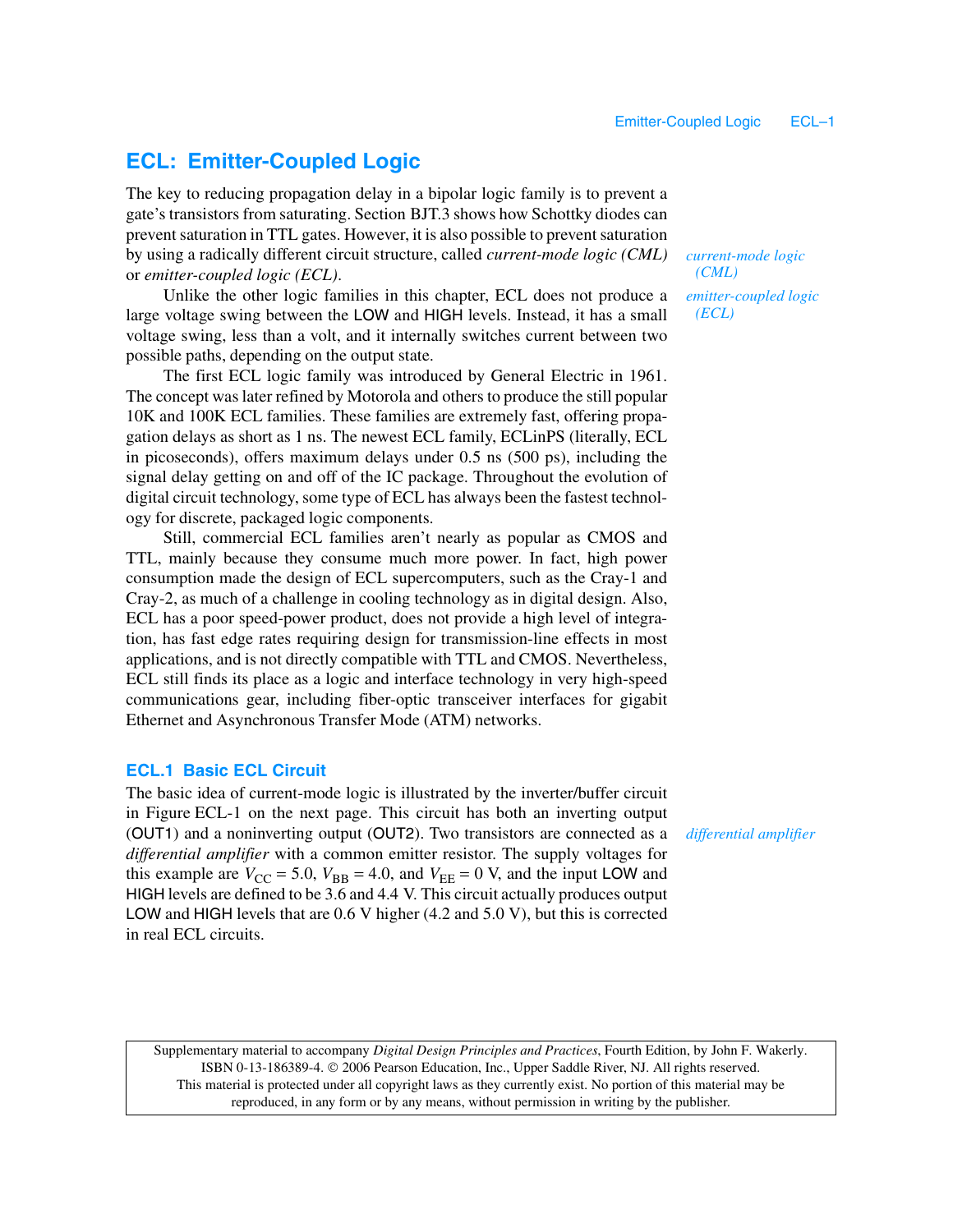# ECL: Emitter-Coupled Logic

The key to reducing propagation delay in a bipolar logic family is to prevent a gate's transistors from saturating. Section BJT.3 shows how Schottky diodes can prevent saturation in TTL gates. However, it is also possible to prevent saturation by using a radically different circuit structure, called *current-mode logic (CML)* or *emitter-coupled logic (ECL)*.

*current-mode logic (CML)*

*emitter-coupled logic (ECL)*

Unlike the other logic families in this chapter, ECL does not produce a large voltage swing between the LOW and HIGH levels. Instead, it has a small voltage swing, less than a volt, and it internally switches current between two possible paths, depending on the output state.

The first ECL logic family was introduced by General Electric in 1961. The concept was later refined by Motorola and others to produce the still popular 10K and 100K ECL families. These families are extremely fast, offering propagation delays as short as 1 ns. The newest ECL family, ECLinPS (literally, ECL in picoseconds), offers maximum delays under 0.5 ns (500 ps), including the signal delay getting on and off of the IC package. Throughout the evolution of digital circuit technology, some type of ECL has always been the fastest technology for discrete, packaged logic components.

Still, commercial ECL families aren't nearly as popular as CMOS and TTL, mainly because they consume much more power. In fact, high power consumption made the design of ECL supercomputers, such as the Cray-1 and Cray-2, as much of a challenge in cooling technology as in digital design. Also, ECL has a poor speed-power product, does not provide a high level of integration, has fast edge rates requiring design for transmission-line effects in most applications, and is not directly compatible with TTL and CMOS. Nevertheless, ECL still finds its place as a logic and interface technology in very high-speed communications gear, including fiber-optic transceiver interfaces for gigabit Ethernet and Asynchronous Transfer Mode (ATM) networks.

## ECL.1 Basic ECL Circuit

The basic idea of current-mode logic is illustrated by the inverter/buffer circuit in Figure ECL-1 on the next page. This circuit has both an inverting output (OUT1) and a noninverting output (OUT2). Two transistors are connected as a *differential amplifier* with a common emitter resistor. The supply voltages for this example are $V_{CC} = 5.0$, $V_{BB} = 4.0$, and $V_{EE} = 0$ V, and the input LOW and HIGH levels are defined to be 3.6 and 4.4 V. This circuit actually produces output LOW and HIGH levels that are 0.6 V higher (4.2 and 5.0 V), but this is corrected in real ECL circuits.

*differential amplifier*

Supplementary material to accompany *Digital Design Principles and Practices*, Fourth Edition, by John F. Wakerly. ISBN 0-13-186389-4. © 2006 Pearson Education, Inc., Upper Saddle River, NJ. All rights reserved. This material is protected under all copyright laws as they currently exist. No portion of this material may be reproduced, in any form or by any means, without permission in writing by the publisher.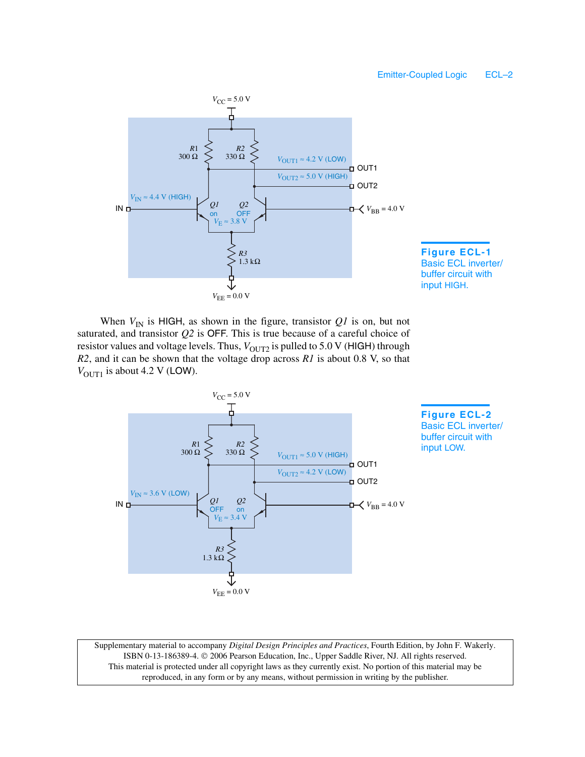**Figure ECL-1** Basic ECL inverter/buffer circuit with input HIGH.

When $V_{IN}$ is HIGH, as shown in the figure, transistor *Q1* is on, but not saturated, and transistor *Q2* is OFF. This is true because of a careful choice of resistor values and voltage levels. Thus, $V_{OUT2}$ is pulled to 5.0 V (HIGH) through *R2*, and it can be shown that the voltage drop across *R1* is about 0.8 V, so that $V_{OUT1}$ is about 4.2 V (LOW).

**Figure ECL-2** Basic ECL inverter/buffer circuit with input LOW.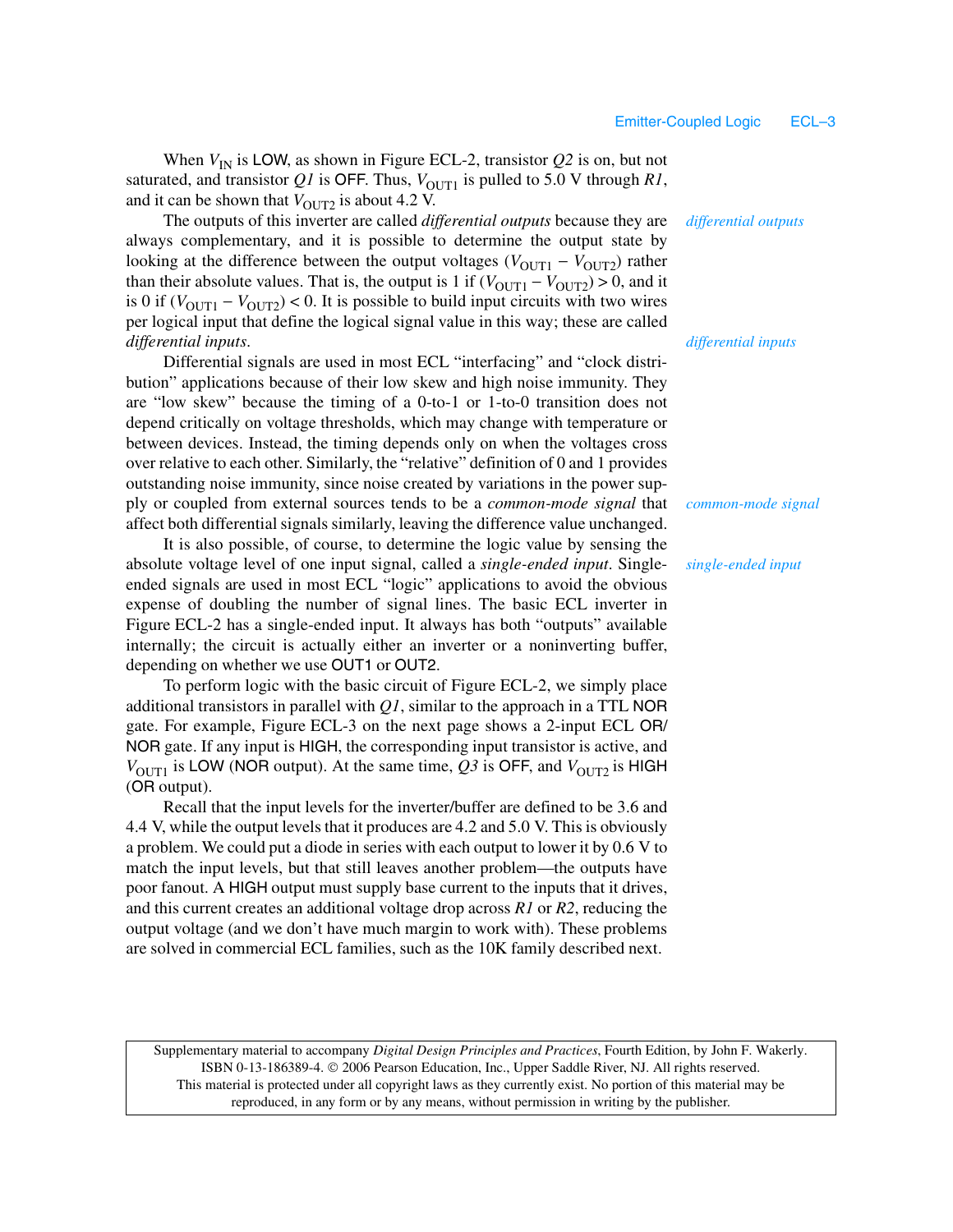When $V_{IN}$ is LOW, as shown in Figure ECL-2, transistor *Q2* is on, but not saturated, and transistor *Q1* is OFF. Thus, $V_{OUT1}$ is pulled to 5.0 V through *R1*, and it can be shown that $V_{OUT2}$ is about 4.2 V.

*differential outputs*

The outputs of this inverter are called *differential outputs* because they are always complementary, and it is possible to determine the output state by looking at the difference between the output voltages ($V_{OUT1} - V_{OUT2}$) rather than their absolute values. That is, the output is 1 if ($V_{OUT1} - V_{OUT2}$) > 0, and it is 0 if ($V_{OUT1} - V_{OUT2}$) < 0. It is possible to build input circuits with two wires per logical input that define the logical signal value in this way; these are called *differential inputs*.

*differential inputs*

Differential signals are used in most ECL "interfacing" and "clock distribution" applications because of their low skew and high noise immunity. They are "low skew" because the timing of a 0-to-1 or 1-to-0 transition does not depend critically on voltage thresholds, which may change with temperature or between devices. Instead, the timing depends only on when the voltages cross over relative to each other. Similarly, the "relative" definition of 0 and 1 provides outstanding noise immunity, since noise created by variations in the power supply or coupled from external sources tends to be a *common-mode signal* that affect both differential signals similarly, leaving the difference value unchanged.

*common-mode signal*

It is also possible, of course, to determine the logic value by sensing the absolute voltage level of one input signal, called a *single-ended input*. Single-ended signals are used in most ECL "logic" applications to avoid the obvious expense of doubling the number of signal lines. The basic ECL inverter in Figure ECL-2 has a single-ended input. It always has both "outputs" available internally; the circuit is actually either an inverter or a noninverting buffer, depending on whether we use OUT1 or OUT2.

*single-ended input*

To perform logic with the basic circuit of Figure ECL-2, we simply place additional transistors in parallel with *Q1*, similar to the approach in a TTL NOR gate. For example, Figure ECL-3 on the next page shows a 2-input ECL OR/NOR gate. If any input is HIGH, the corresponding input transistor is active, and $V_{OUT1}$ is LOW (NOR output). At the same time, *Q3* is OFF, and $V_{OUT2}$ is HIGH (OR output).

Recall that the input levels for the inverter/buffer are defined to be 3.6 and 4.4 V, while the output levels that it produces are 4.2 and 5.0 V. This is obviously a problem. We could put a diode in series with each output to lower it by 0.6 V to match the input levels, but that still leaves another problem—the outputs have poor fanout. A HIGH output must supply base current to the inputs that it drives, and this current creates an additional voltage drop across *R1* or *R2*, reducing the output voltage (and we don't have much margin to work with). These problems are solved in commercial ECL families, such as the 10K family described next.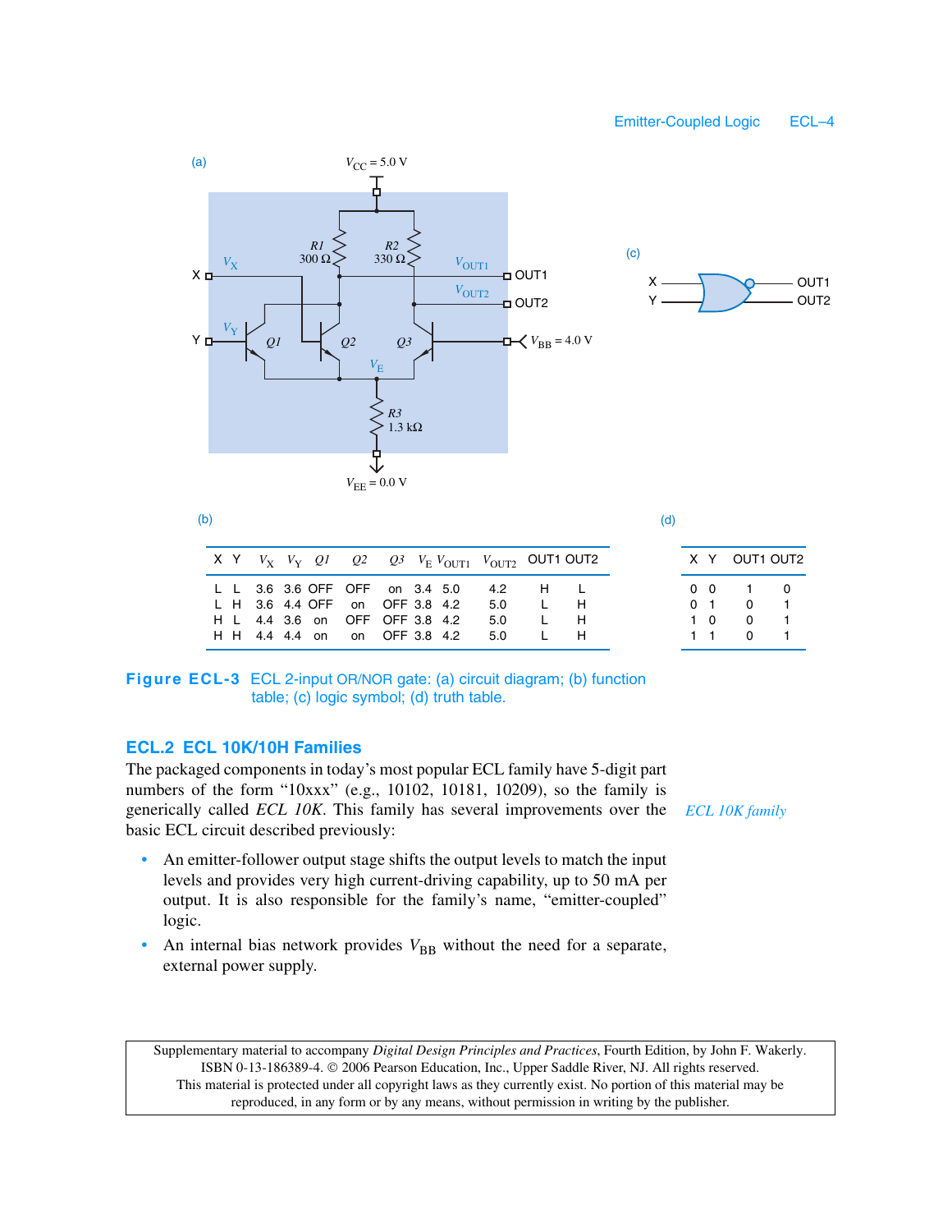(a)

(b)

| X | Y | $V_X$ | $V_Y$ | Q1 | Q2 | Q3 | $V_E$ | $V_{OUT1}$ | $V_{OUT2}$ | OUT1 | OUT2 |
|---|---|---|---|---|---|---|---|---|---|---|---|
| L | L | 3.6 | 3.6 | OFF | OFF | on | 3.4 | 5.0 | 4.2 | H | L |
| L | H | 3.6 | 4.4 | OFF | on | OFF | 3.8 | 4.2 | 5.0 | L | H |
| H | L | 4.4 | 3.6 | on | OFF | OFF | 3.8 | 4.2 | 5.0 | L | H |
| H | H | 4.4 | 4.4 | on | on | OFF | 3.8 | 4.2 | 5.0 | L | H |

(c)

(d)

| X | Y | OUT1 | OUT2 |
|---|---|---|---|
| 0 | 0 | 1 | 0 |
| 0 | 1 | 0 | 1 |
| 1 | 0 | 0 | 1 |
| 1 | 1 | 0 | 1 |

**Figure ECL-3** ECL 2-input OR/NOR gate: (a) circuit diagram; (b) function table; (c) logic symbol; (d) truth table.

## ECL.2 ECL 10K/10H Families

*ECL 10K family*

The packaged components in today's most popular ECL family have 5-digit part numbers of the form "10xxx" (e.g., 10102, 10181, 10209), so the family is generically called *ECL 10K*. This family has several improvements over the basic ECL circuit described previously:

- An emitter-follower output stage shifts the output levels to match the input levels and provides very high current-driving capability, up to 50 mA per output. It is also responsible for the family's name, "emitter-coupled" logic.
- An internal bias network provides $V_{BB}$ without the need for a separate, external power supply.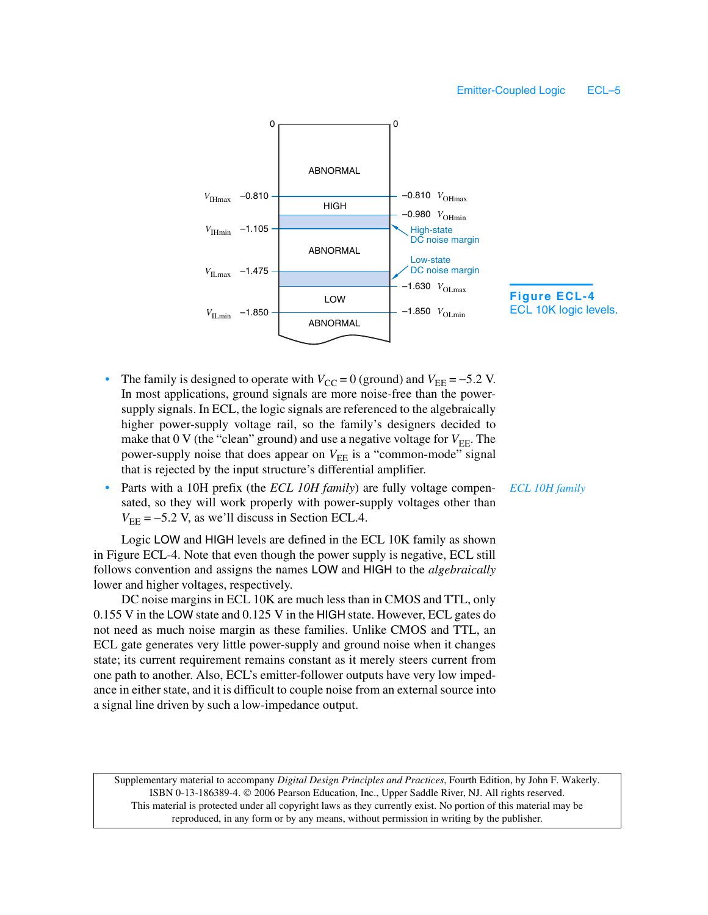Figure ECL-4 ECL 10K logic levels.

- The family is designed to operate with $V_{CC} = 0$ (ground) and $V_{EE} = -5.2$ V. In most applications, ground signals are more noise-free than the power-supply signals. In ECL, the logic signals are referenced to the algebraically higher power-supply voltage rail, so the family's designers decided to make that 0 V (the "clean" ground) and use a negative voltage for $V_{EE}$. The power-supply noise that does appear on $V_{EE}$ is a "common-mode" signal that is rejected by the input structure's differential amplifier.
- Parts with a 10H prefix (the *ECL 10H family*) are fully voltage compensated, so they will work properly with power-supply voltages other than $V_{EE} = -5.2$ V, as we'll discuss in Section ECL.4.

*ECL 10H family*

Logic LOW and HIGH levels are defined in the ECL 10K family as shown in Figure ECL-4. Note that even though the power supply is negative, ECL still follows convention and assigns the names LOW and HIGH to the *algebraically* lower and higher voltages, respectively.

DC noise margins in ECL 10K are much less than in CMOS and TTL, only 0.155 V in the LOW state and 0.125 V in the HIGH state. However, ECL gates do not need as much noise margin as these families. Unlike CMOS and TTL, an ECL gate generates very little power-supply and ground noise when it changes state; its current requirement remains constant as it merely steers current from one path to another. Also, ECL's emitter-follower outputs have very low impedance in either state, and it is difficult to couple noise from an external source into a signal line driven by such a low-impedance output.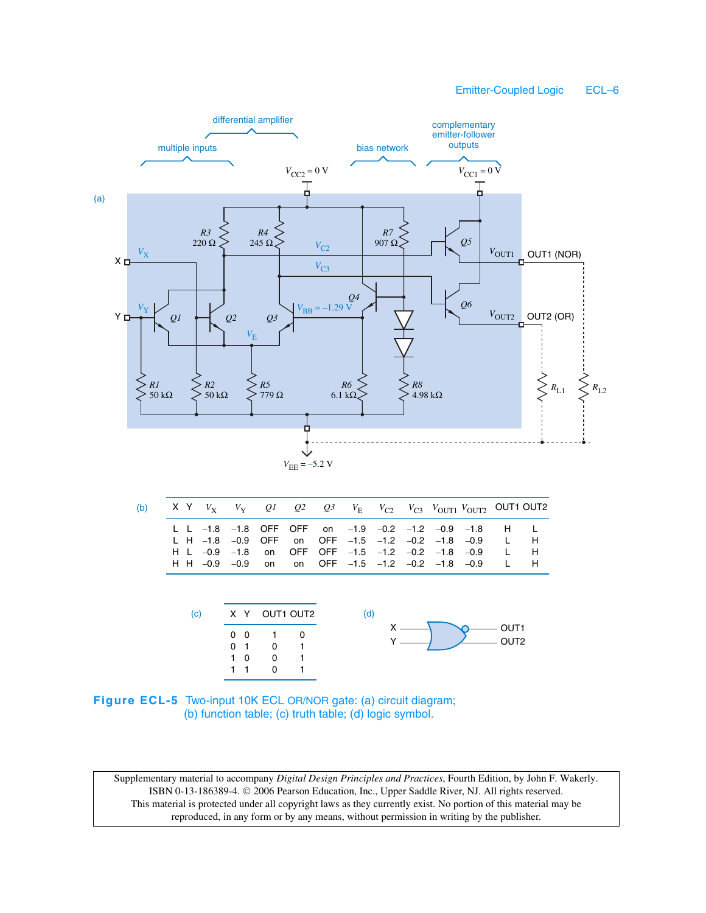(a)

(b)

| X | Y | $V_X$ | $V_Y$ | Q1 | Q2 | Q3 | $V_E$ | $V_{C2}$ | $V_{C3}$ | $V_{OUT1}$ | $V_{OUT2}$ | OUT1 | OUT2 |
|---|---|---|---|---|---|---|---|---|---|---|---|---|---|
| L | L | –1.8 | –1.8 | OFF | OFF | on | –1.9 | –0.2 | –1.2 | –0.9 | –1.8 | H | L |
| L | H | –1.8 | –0.9 | OFF | on | OFF | –1.5 | –1.2 | –0.2 | –1.8 | –0.9 | L | H |
| H | L | –0.9 | –1.8 | on | OFF | OFF | –1.5 | –1.2 | –0.2 | –1.8 | –0.9 | L | H |
| H | H | –0.9 | –0.9 | on | on | OFF | –1.5 | –1.2 | –0.2 | –1.8 | –0.9 | L | H |

(c)

| X | Y | OUT1 | OUT2 |
|---|---|---|---|
| 0 | 0 | 1 | 0 |
| 0 | 1 | 0 | 1 |
| 1 | 0 | 0 | 1 |
| 1 | 1 | 0 | 1 |

(d)

**Figure ECL-5** Two-input 10K ECL OR/NOR gate: (a) circuit diagram; (b) function table; (c) truth table; (d) logic symbol.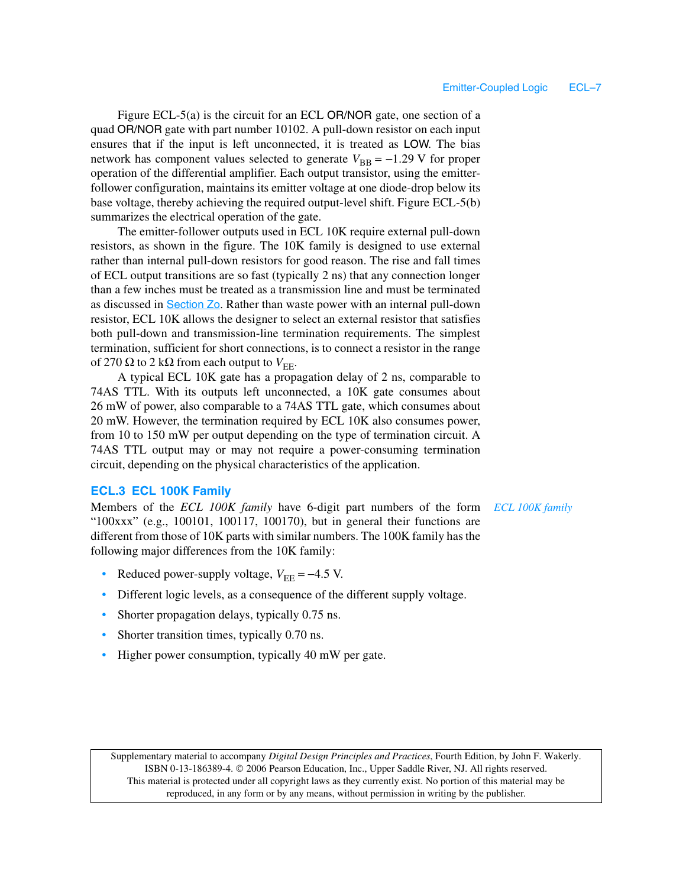Figure ECL-5(a) is the circuit for an ECL OR/NOR gate, one section of a quad OR/NOR gate with part number 10102. A pull-down resistor on each input ensures that if the input is left unconnected, it is treated as LOW. The bias network has component values selected to generate $V_{BB} = -1.29$ V for proper operation of the differential amplifier. Each output transistor, using the emitter-follower configuration, maintains its emitter voltage at one diode-drop below its base voltage, thereby achieving the required output-level shift. Figure ECL-5(b) summarizes the electrical operation of the gate.

The emitter-follower outputs used in ECL 10K require external pull-down resistors, as shown in the figure. The 10K family is designed to use external rather than internal pull-down resistors for good reason. The rise and fall times of ECL output transitions are so fast (typically 2 ns) that any connection longer than a few inches must be treated as a transmission line and must be terminated as discussed in Section Zo. Rather than waste power with an internal pull-down resistor, ECL 10K allows the designer to select an external resistor that satisfies both pull-down and transmission-line termination requirements. The simplest termination, sufficient for short connections, is to connect a resistor in the range of 270 Ω to 2 kΩ from each output to $V_{EE}$.

A typical ECL 10K gate has a propagation delay of 2 ns, comparable to 74AS TTL. With its outputs left unconnected, a 10K gate consumes about 26 mW of power, also comparable to a 74AS TTL gate, which consumes about 20 mW. However, the termination required by ECL 10K also consumes power, from 10 to 150 mW per output depending on the type of termination circuit. A 74AS TTL output may or may not require a power-consuming termination circuit, depending on the physical characteristics of the application.

## ECL.3 ECL 100K Family

*ECL 100K family*

Members of the *ECL 100K family* have 6-digit part numbers of the form "100xxx" (e.g., 100101, 100117, 100170), but in general their functions are different from those of 10K parts with similar numbers. The 100K family has the following major differences from the 10K family:

- Reduced power-supply voltage, $V_{EE} = -4.5$ V.
- Different logic levels, as a consequence of the different supply voltage.
- Shorter propagation delays, typically 0.75 ns.
- Shorter transition times, typically 0.70 ns.
- Higher power consumption, typically 40 mW per gate.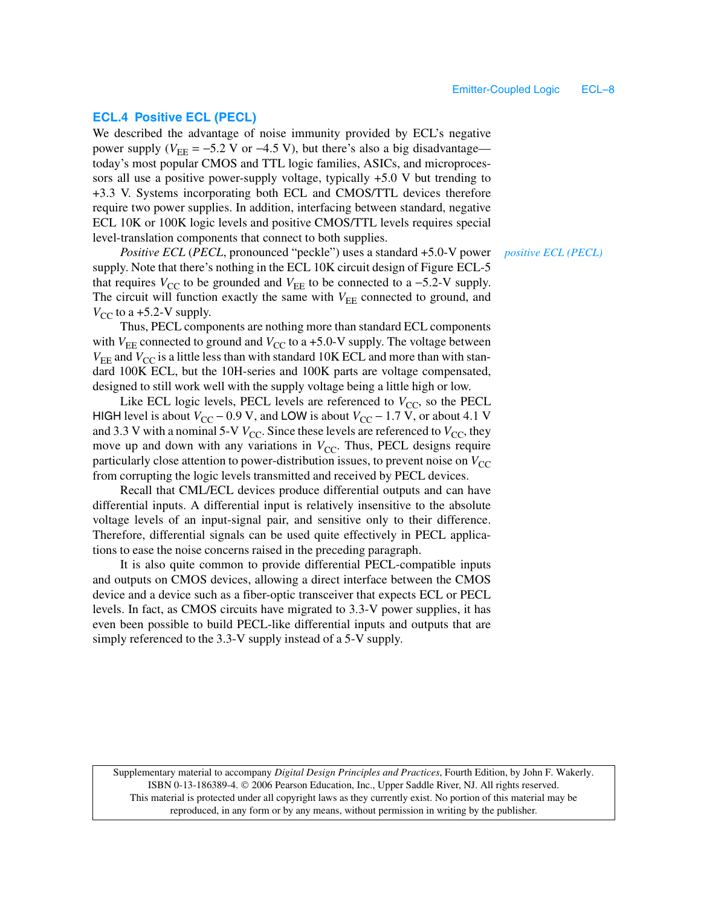## ECL.4 Positive ECL (PECL)

We described the advantage of noise immunity provided by ECL's negative power supply ($V_{EE}$ = –5.2 V or –4.5 V), but there's also a big disadvantage—today's most popular CMOS and TTL logic families, ASICs, and microprocessors all use a positive power-supply voltage, typically +5.0 V but trending to +3.3 V. Systems incorporating both ECL and CMOS/TTL devices therefore require two power supplies. In addition, interfacing between standard, negative ECL 10K or 100K logic levels and positive CMOS/TTL levels requires special level-translation components that connect to both supplies.

*positive ECL (PECL)*

*Positive ECL* (*PECL*, pronounced "peckle") uses a standard +5.0-V power supply. Note that there's nothing in the ECL 10K circuit design of Figure ECL-5 that requires $V_{CC}$ to be grounded and $V_{EE}$ to be connected to a −5.2-V supply. The circuit will function exactly the same with $V_{EE}$ connected to ground, and $V_{CC}$ to a +5.2-V supply.

Thus, PECL components are nothing more than standard ECL components with $V_{EE}$ connected to ground and $V_{CC}$ to a +5.0-V supply. The voltage between $V_{EE}$ and $V_{CC}$ is a little less than with standard 10K ECL and more than with standard 100K ECL, but the 10H-series and 100K parts are voltage compensated, designed to still work well with the supply voltage being a little high or low.

Like ECL logic levels, PECL levels are referenced to $V_{CC}$, so the PECL HIGH level is about $V_{CC}$ – 0.9 V, and LOW is about $V_{CC}$ – 1.7 V, or about 4.1 V and 3.3 V with a nominal 5-V $V_{CC}$. Since these levels are referenced to $V_{CC}$, they move up and down with any variations in $V_{CC}$. Thus, PECL designs require particularly close attention to power-distribution issues, to prevent noise on $V_{CC}$ from corrupting the logic levels transmitted and received by PECL devices.

Recall that CML/ECL devices produce differential outputs and can have differential inputs. A differential input is relatively insensitive to the absolute voltage levels of an input-signal pair, and sensitive only to their difference. Therefore, differential signals can be used quite effectively in PECL applications to ease the noise concerns raised in the preceding paragraph.

It is also quite common to provide differential PECL-compatible inputs and outputs on CMOS devices, allowing a direct interface between the CMOS device and a device such as a fiber-optic transceiver that expects ECL or PECL levels. In fact, as CMOS circuits have migrated to 3.3-V power supplies, it has even been possible to build PECL-like differential inputs and outputs that are simply referenced to the 3.3-V supply instead of a 5-V supply.